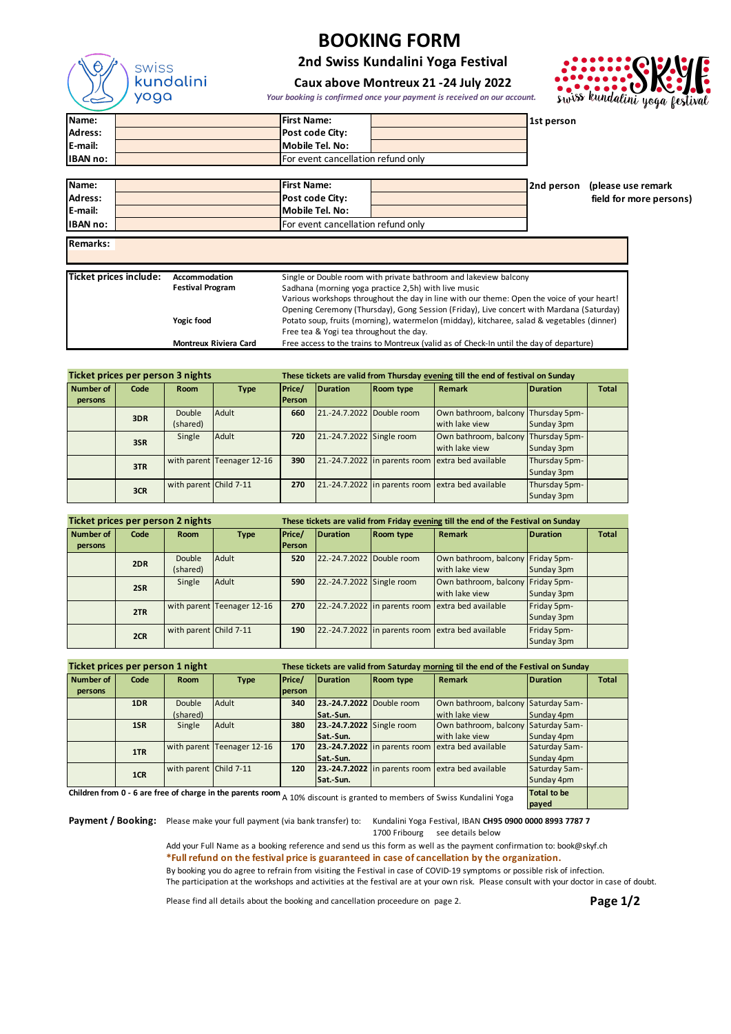# BOOKING FORM

## 2nd Swiss Kundalini Yoga Festival

### Caux above Montreux 21 -24 July 2022

*Your booking is confirmed once your payment is received on our account.*

| | | | | |
|---|---|---|---|---|
| **Name:** | | **First Name:** | | **1st person** |
| **Adress:** | | **Post code City:** | | |
| **E-mail:** | | **Mobile Tel. No:** | | |
| **IBAN no:** | | For event cancellation refund only | | |

| | | | | |
|---|---|---|---|---|
| **Name:** | | **First Name:** | | **2nd person** (please use remark field for more persons) |
| **Adress:** | | **Post code City:** | | |
| **E-mail:** | | **Mobile Tel. No:** | | |
| **IBAN no:** | | For event cancellation refund only | | |

**Remarks:**

| **Ticket prices include:** | | |
|---|---|---|
| | **Accommodation** | Single or Double room with private bathroom and lakeview balcony |
| | **Festival Program** | Sadhana (morning yoga practice 2,5h) with live music |
| | | Various workshops throughout the day in line with our theme: Open the voice of your heart! |
| | | Opening Ceremony (Thursday), Gong Session (Friday), Live concert with Mardana (Saturday) |
| | **Yogic food** | Potato soup, fruits (morning), watermelon (midday), kitcharee, salad & vegetables (dinner) |
| | | Free tea & Yogi tea throughout the day. |
| | **Montreux Riviera Card** | Free access to the trains to Montreux (valid as of Check-In until the day of departure) |

**Ticket prices per person 3 nights** — These tickets are valid from Thursday evening till the end of festival on Sunday

| Number of persons | Code | Room | Type | Price/ Person | Duration | Room type | Remark | Duration | Total |
|---|---|---|---|---|---|---|---|---|---|
| | 3DR | Double (shared) | Adult | 660 | 21.-24.7.2022 | Double room | Own bathroom, balcony with lake view | Thursday 5pm-Sunday 3pm | |
| | 3SR | Single | Adult | 720 | 21.-24.7.2022 | Single room | Own bathroom, balcony with lake view | Thursday 5pm-Sunday 3pm | |
| | 3TR | with parent | Teenager 12-16 | 390 | 21.-24.7.2022 | in parents room | extra bed available | Thursday 5pm-Sunday 3pm | |
| | 3CR | with parent | Child 7-11 | 270 | 21.-24.7.2022 | in parents room | extra bed available | Thursday 5pm-Sunday 3pm | |

**Ticket prices per person 2 nights** — These tickets are valid from Friday evening till the end of the Festival on Sunday

| Number of persons | Code | Room | Type | Price/ Person | Duration | Room type | Remark | Duration | Total |
|---|---|---|---|---|---|---|---|---|---|
| | 2DR | Double (shared) | Adult | 520 | 22.-24.7.2022 | Double room | Own bathroom, balcony with lake view | Friday 5pm-Sunday 3pm | |
| | 2SR | Single | Adult | 590 | 22.-24.7.2022 | Single room | Own bathroom, balcony with lake view | Friday 5pm-Sunday 3pm | |
| | 2TR | with parent | Teenager 12-16 | 270 | 22.-24.7.2022 | in parents room | extra bed available | Friday 5pm-Sunday 3pm | |
| | 2CR | with parent | Child 7-11 | 190 | 22.-24.7.2022 | in parents room | extra bed available | Friday 5pm-Sunday 3pm | |

**Ticket prices per person 1 night** — These tickets are valid from Saturday morning til the end of the Festival on Sunday

| Number of persons | Code | Room | Type | Price/ person | Duration | Room type | Remark | Duration | Total |
|---|---|---|---|---|---|---|---|---|---|
| | 1DR | Double (shared) | Adult | 340 | **23.-24.7.2022 Sat.-Sun.** | Double room | Own bathroom, balcony with lake view | Saturday 5am-Sunday 4pm | |
| | 1SR | Single | Adult | 380 | **23.-24.7.2022 Sat.-Sun.** | Single room | Own bathroom, balcony with lake view | Saturday 5am-Sunday 4pm | |
| | 1TR | with parent | Teenager 12-16 | 170 | **23.-24.7.2022 Sat.-Sun.** | in parents room | extra bed available | Saturday 5am-Sunday 4pm | |
| | 1CR | with parent | Child 7-11 | 120 | **23.-24.7.2022 Sat.-Sun.** | in parents room | extra bed available | Saturday 5am-Sunday 4pm | |

**Children from 0 - 6 are free of charge in the parents room** — A 10% discount is granted to members of Swiss Kundalini Yoga — **Total to be payed**

**Payment / Booking:** Please make your full payment (via bank transfer) to: Kundalini Yoga Festival, IBAN **CH95 0900 0000 8993 7787 7**
1700 Fribourg see details below

Add your Full Name as a booking reference and send us this form as well as the payment confirmation to: book@skyf.ch

**\*Full refund on the festival price is guaranteed in case of cancellation by the organization.**

By booking you do agree to refrain from visiting the Festival in case of COVID-19 symptoms or possible risk of infection.
The participation at the workshops and activities at the festival are at your own risk. Please consult with your doctor in case of doubt.

Please find all details about the booking and cancellation proceedure on page 2.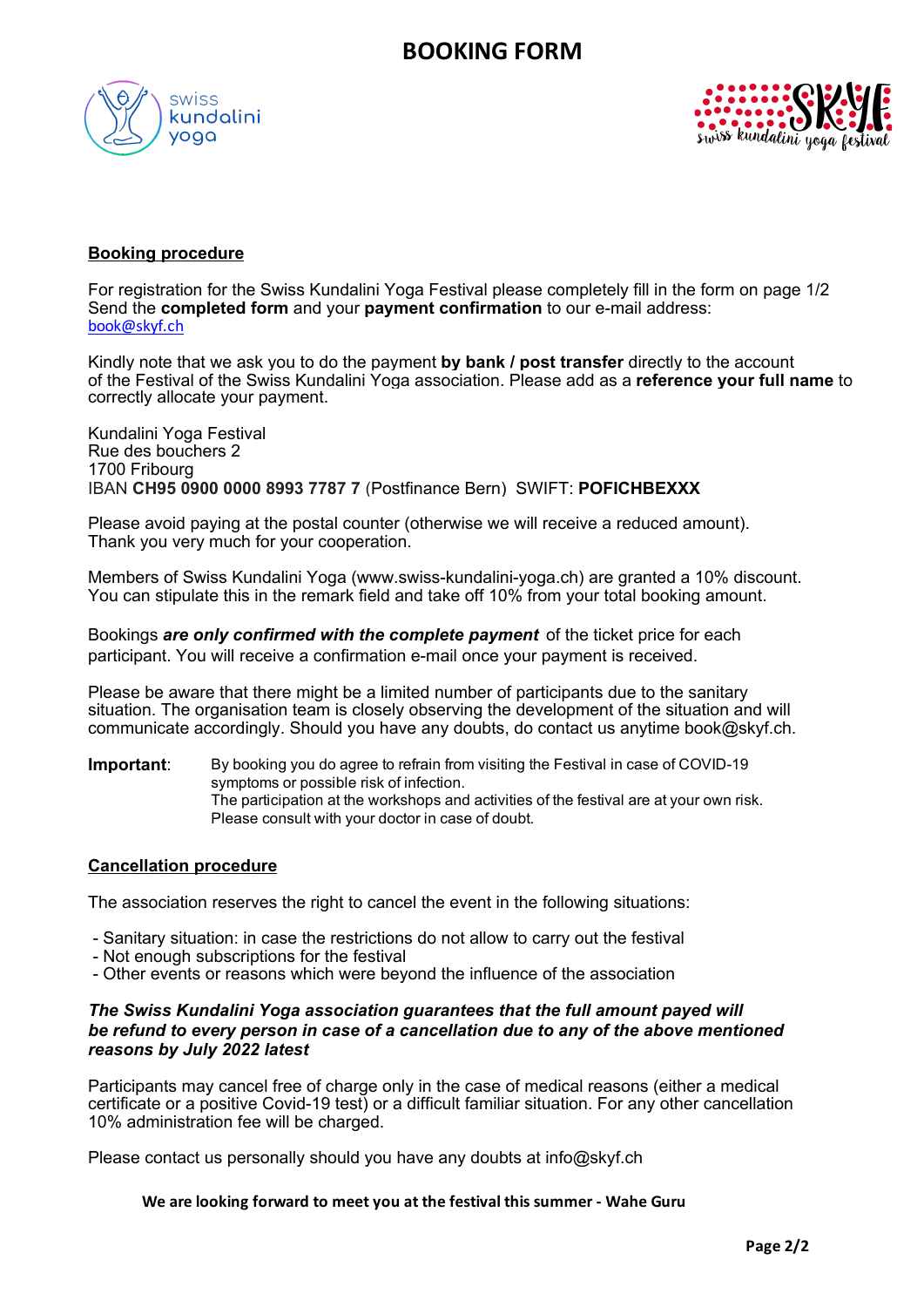# BOOKING FORM

**Booking procedure**

For registration for the Swiss Kundalini Yoga Festival please completely fill in the form on page 1/2
Send the **completed form** and your **payment confirmation** to our e-mail address:
book@skyf.ch

Kindly note that we ask you to do the payment **by bank / post transfer** directly to the account of the Festival of the Swiss Kundalini Yoga association. Please add as a **reference your full name** to correctly allocate your payment.

Kundalini Yoga Festival
Rue des bouchers 2
1700 Fribourg
IBAN **CH95 0900 0000 8993 7787 7** (Postfinance Bern) SWIFT: **POFICHBEXXX**

Please avoid paying at the postal counter (otherwise we will receive a reduced amount).
Thank you very much for your cooperation.

Members of Swiss Kundalini Yoga (www.swiss-kundalini-yoga.ch) are granted a 10% discount.
You can stipulate this in the remark field and take off 10% from your total booking amount.

Bookings ***are only confirmed with the complete payment*** of the ticket price for each participant. You will receive a confirmation e-mail once your payment is received.

Please be aware that there might be a limited number of participants due to the sanitary situation. The organisation team is closely observing the development of the situation and will communicate accordingly. Should you have any doubts, do contact us anytime book@skyf.ch.

**Important**: By booking you do agree to refrain from visiting the Festival in case of COVID-19 symptoms or possible risk of infection.
The participation at the workshops and activities of the festival are at your own risk.
Please consult with your doctor in case of doubt.

**Cancellation procedure**

The association reserves the right to cancel the event in the following situations:

- Sanitary situation: in case the restrictions do not allow to carry out the festival
- Not enough subscriptions for the festival
- Other events or reasons which were beyond the influence of the association

***The Swiss Kundalini Yoga association guarantees that the full amount payed will be refund to every person in case of a cancellation due to any of the above mentioned reasons by July 2022 latest***

Participants may cancel free of charge only in the case of medical reasons (either a medical certificate or a positive Covid-19 test) or a difficult familiar situation. For any other cancellation 10% administration fee will be charged.

Please contact us personally should you have any doubts at info@skyf.ch

**We are looking forward to meet you at the festival this summer - Wahe Guru**